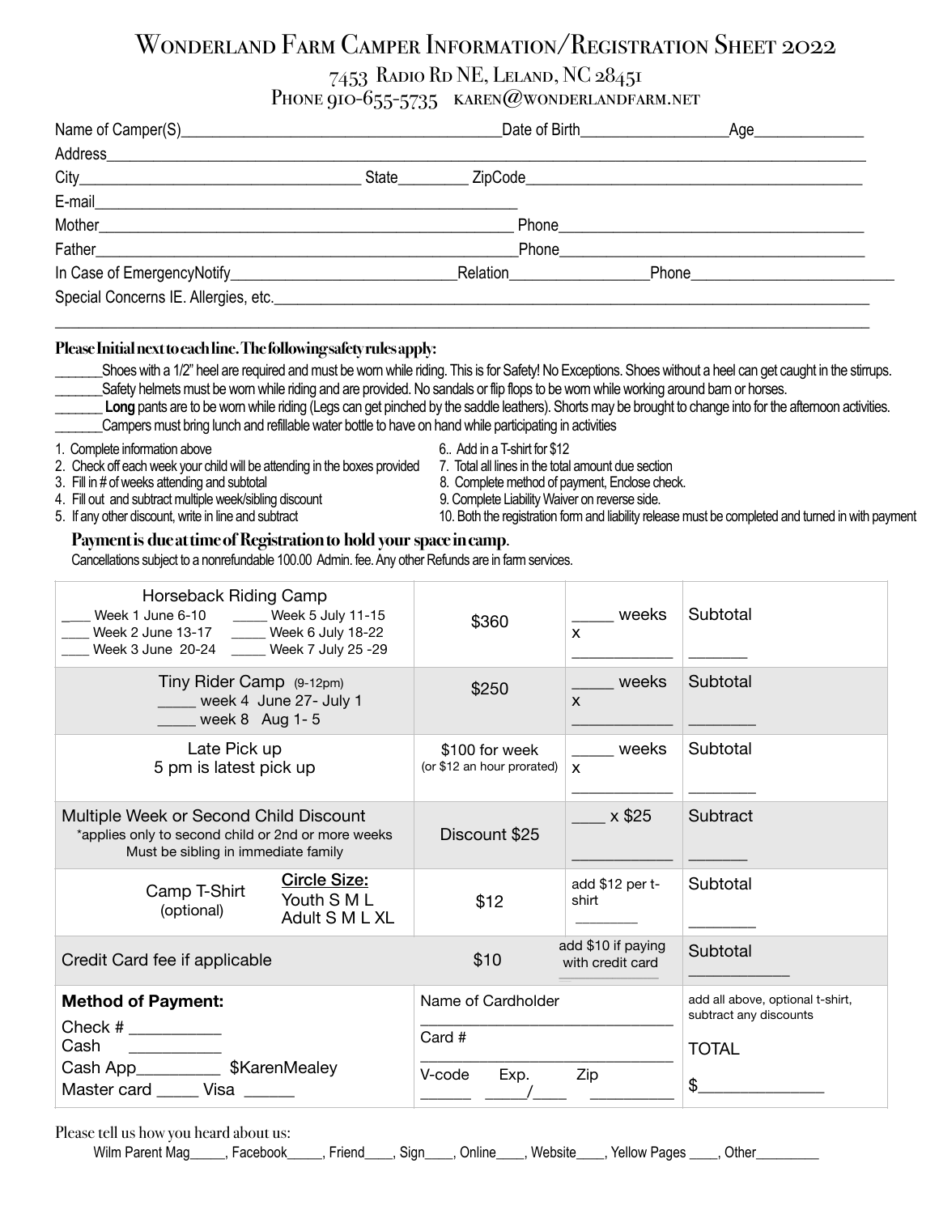# Wonderland Farm Camper Information/Registration Sheet 2022

7453 Radio Rd NE, Leland, NC 28451
Phone 910-655-5735 karen@wonderlandfarm.net

Name of Camper(S)\_\_\_\_\_\_\_\_\_\_\_\_\_\_\_\_\_\_\_\_ Date of Birth\_\_\_\_\_\_\_\_\_\_ Age\_\_\_\_\_\_\_

Address\_\_\_\_\_\_\_\_\_\_\_\_\_\_\_\_\_\_\_\_\_\_\_\_\_\_\_\_\_\_

City\_\_\_\_\_\_\_\_\_\_\_\_\_\_\_\_\_\_ State\_\_\_\_\_ ZipCode\_\_\_\_\_\_\_\_\_\_\_\_\_\_\_\_\_\_

E-mail\_\_\_\_\_\_\_\_\_\_\_\_\_\_\_\_\_\_\_\_\_\_\_\_\_\_

Mother\_\_\_\_\_\_\_\_\_\_\_\_\_\_\_\_\_\_\_\_\_\_\_\_\_\_ Phone\_\_\_\_\_\_\_\_\_\_\_\_\_\_\_\_\_\_\_\_

Father\_\_\_\_\_\_\_\_\_\_\_\_\_\_\_\_\_\_\_\_\_\_\_\_\_\_ Phone\_\_\_\_\_\_\_\_\_\_\_\_\_\_\_\_\_\_\_\_

In Case of EmergencyNotify\_\_\_\_\_\_\_\_\_\_\_\_\_\_\_ Relation\_\_\_\_\_\_\_\_\_ Phone\_\_\_\_\_\_\_\_\_\_\_\_\_

Special Concerns IE. Allergies, etc.\_\_\_\_\_\_\_\_\_\_\_\_\_\_\_\_\_\_\_\_\_\_\_\_\_\_\_\_\_\_\_\_\_\_\_\_

\_\_\_\_\_\_\_\_\_\_\_\_\_\_\_\_\_\_\_\_\_\_\_\_\_\_\_\_\_\_\_\_\_\_\_\_\_\_\_\_\_\_\_\_\_\_\_\_\_\_\_\_\_\_\_\_\_\_

**Please Initial next to each line. The following safety rules apply:**

\_\_\_\_\_\_\_Shoes with a 1/2" heel are required and must be worn while riding. This is for Safety! No Exceptions. Shoes without a heel can get caught in the stirrups.

\_\_\_\_\_\_\_Safety helmets must be worn while riding and are provided. No sandals or flip flops to be worn while working around barn or horses.

\_\_\_\_\_\_\_ **Long** pants are to be worn while riding (Legs can get pinched by the saddle leathers). Shorts may be brought to change into for the afternoon activities.

\_\_\_\_\_\_\_Campers must bring lunch and refillable water bottle to have on hand while participating in activities

1. Complete information above
2. Check off each week your child will be attending in the boxes provided
3. Fill in # of weeks attending and subtotal
4. Fill out and subtract multiple week/sibling discount
5. If any other discount, write in line and subtract
6. Add in a T-shirt for $12
7. Total all lines in the total amount due section
8. Complete method of payment, Enclose check.
9. Complete Liability Waiver on reverse side.
10. Both the registration form and liability release must be completed and turned in with payment

**Payment is due at time of Registration to hold your space in camp.**
Cancellations subject to a nonrefundable 100.00 Admin. fee. Any other Refunds are in farm services.

| | | | |
|---|---|---|---|
| Horseback Riding Camp<br>\_\_\_ Week 1 June 6-10 \_\_\_\_ Week 5 July 11-15<br>\_\_\_ Week 2 June 13-17 \_\_\_\_ Week 6 July 18-22<br>\_\_\_ Week 3 June 20-24 \_\_\_\_ Week 7 July 25 -29 | $360 | \_\_\_\_\_ weeks x \_\_\_\_\_\_\_\_ | Subtotal \_\_\_\_\_\_ |
| Tiny Rider Camp (9-12pm)<br>\_\_\_\_\_ week 4 June 27- July 1<br>\_\_\_\_\_ week 8 Aug 1- 5 | $250 | \_\_\_\_\_ weeks x \_\_\_\_\_\_\_\_ | Subtotal \_\_\_\_\_\_ |
| Late Pick up<br>5 pm is latest pick up | $100 for week (or $12 an hour prorated) | \_\_\_\_\_ weeks x \_\_\_\_\_\_\_\_ | Subtotal \_\_\_\_\_\_ |
| Multiple Week or Second Child Discount<br>*applies only to second child or 2nd or more weeks<br>Must be sibling in immediate family | Discount $25 | \_\_\_\_ x $25 \_\_\_\_\_\_\_\_ | Subtract \_\_\_\_\_\_ |
| Camp T-Shirt (optional) — **Circle Size:** Youth S M L Adult S M L XL | $12 | add $12 per t-shirt \_\_\_\_\_\_ | Subtotal \_\_\_\_\_\_ |
| Credit Card fee if applicable | $10 | add $10 if paying with credit card \_\_\_\_\_\_ | Subtotal \_\_\_\_\_\_ |
| **Method of Payment:**<br>Check # \_\_\_\_\_\_\_\_<br>Cash \_\_\_\_\_\_\_\_<br>Cash App\_\_\_\_\_\_\_\_ $KarenMealey<br>Master card \_\_\_\_\_ Visa \_\_\_\_\_ | Name of Cardholder \_\_\_\_\_\_\_\_\_\_<br>Card # \_\_\_\_\_\_\_\_\_\_<br>V-code Exp. Zip<br>\_\_\_\_\_ \_\_\_\_/\_\_\_\_ \_\_\_\_\_\_ | | add all above, optional t-shirt, subtract any discounts<br>TOTAL<br>$\_\_\_\_\_\_\_\_\_\_ |

Please tell us how you heard about us:
Wilm Parent Mag\_\_\_\_\_, Facebook\_\_\_\_\_, Friend\_\_\_\_, Sign\_\_\_\_, Online\_\_\_\_, Website\_\_\_\_, Yellow Pages \_\_\_\_, Other\_\_\_\_\_\_\_\_\_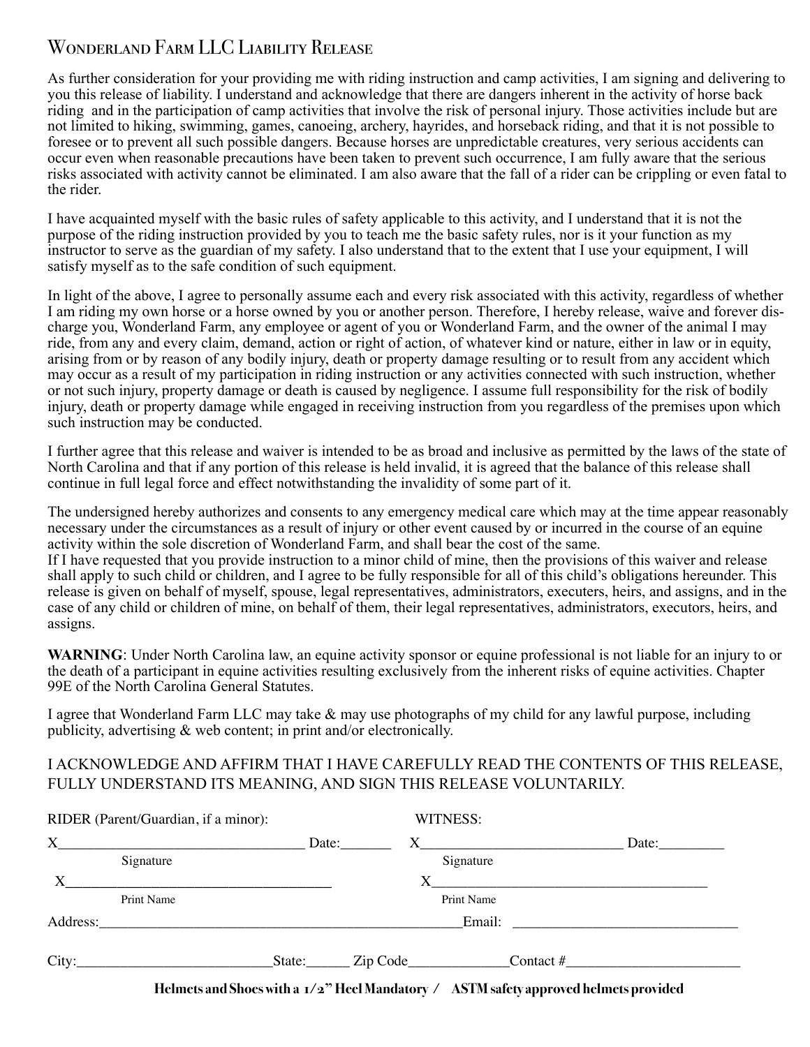# Wonderland Farm LLC Liability Release

As further consideration for your providing me with riding instruction and camp activities, I am signing and delivering to you this release of liability. I understand and acknowledge that there are dangers inherent in the activity of horse back riding and in the participation of camp activities that involve the risk of personal injury. Those activities include but are not limited to hiking, swimming, games, canoeing, archery, hayrides, and horseback riding, and that it is not possible to foresee or to prevent all such possible dangers. Because horses are unpredictable creatures, very serious accidents can occur even when reasonable precautions have been taken to prevent such occurrence, I am fully aware that the serious risks associated with activity cannot be eliminated. I am also aware that the fall of a rider can be crippling or even fatal to the rider.

I have acquainted myself with the basic rules of safety applicable to this activity, and I understand that it is not the purpose of the riding instruction provided by you to teach me the basic safety rules, nor is it your function as my instructor to serve as the guardian of my safety. I also understand that to the extent that I use your equipment, I will satisfy myself as to the safe condition of such equipment.

In light of the above, I agree to personally assume each and every risk associated with this activity, regardless of whether I am riding my own horse or a horse owned by you or another person. Therefore, I hereby release, waive and forever discharge you, Wonderland Farm, any employee or agent of you or Wonderland Farm, and the owner of the animal I may ride, from any and every claim, demand, action or right of action, of whatever kind or nature, either in law or in equity, arising from or by reason of any bodily injury, death or property damage resulting or to result from any accident which may occur as a result of my participation in riding instruction or any activities connected with such instruction, whether or not such injury, property damage or death is caused by negligence. I assume full responsibility for the risk of bodily injury, death or property damage while engaged in receiving instruction from you regardless of the premises upon which such instruction may be conducted.

I further agree that this release and waiver is intended to be as broad and inclusive as permitted by the laws of the state of North Carolina and that if any portion of this release is held invalid, it is agreed that the balance of this release shall continue in full legal force and effect notwithstanding the invalidity of some part of it.

The undersigned hereby authorizes and consents to any emergency medical care which may at the time appear reasonably necessary under the circumstances as a result of injury or other event caused by or incurred in the course of an equine activity within the sole discretion of Wonderland Farm, and shall bear the cost of the same.
If I have requested that you provide instruction to a minor child of mine, then the provisions of this waiver and release shall apply to such child or children, and I agree to be fully responsible for all of this child's obligations hereunder. This release is given on behalf of myself, spouse, legal representatives, administrators, executers, heirs, and assigns, and in the case of any child or children of mine, on behalf of them, their legal representatives, administrators, executors, heirs, and assigns.

**WARNING**: Under North Carolina law, an equine activity sponsor or equine professional is not liable for an injury to or the death of a participant in equine activities resulting exclusively from the inherent risks of equine activities. Chapter 99E of the North Carolina General Statutes.

I agree that Wonderland Farm LLC may take & may use photographs of my child for any lawful purpose, including publicity, advertising & web content; in print and/or electronically.

I ACKNOWLEDGE AND AFFIRM THAT I HAVE CAREFULLY READ THE CONTENTS OF THIS RELEASE, FULLY UNDERSTAND ITS MEANING, AND SIGN THIS RELEASE VOLUNTARILY.

RIDER (Parent/Guardian, if a minor): WITNESS:

X_________________________________ Date:_______ X___________________________ Date:_________

Signature Signature

X___________________________________ X_____________________________________

Print Name Print Name

Address:__________________________________________________Email: ______________________________

City:__________________________State:______ Zip Code_____________Contact #_______________________

**Helmets and Shoes with a 1/2" Heel Mandatory / ASTM safety approved helmets provided**